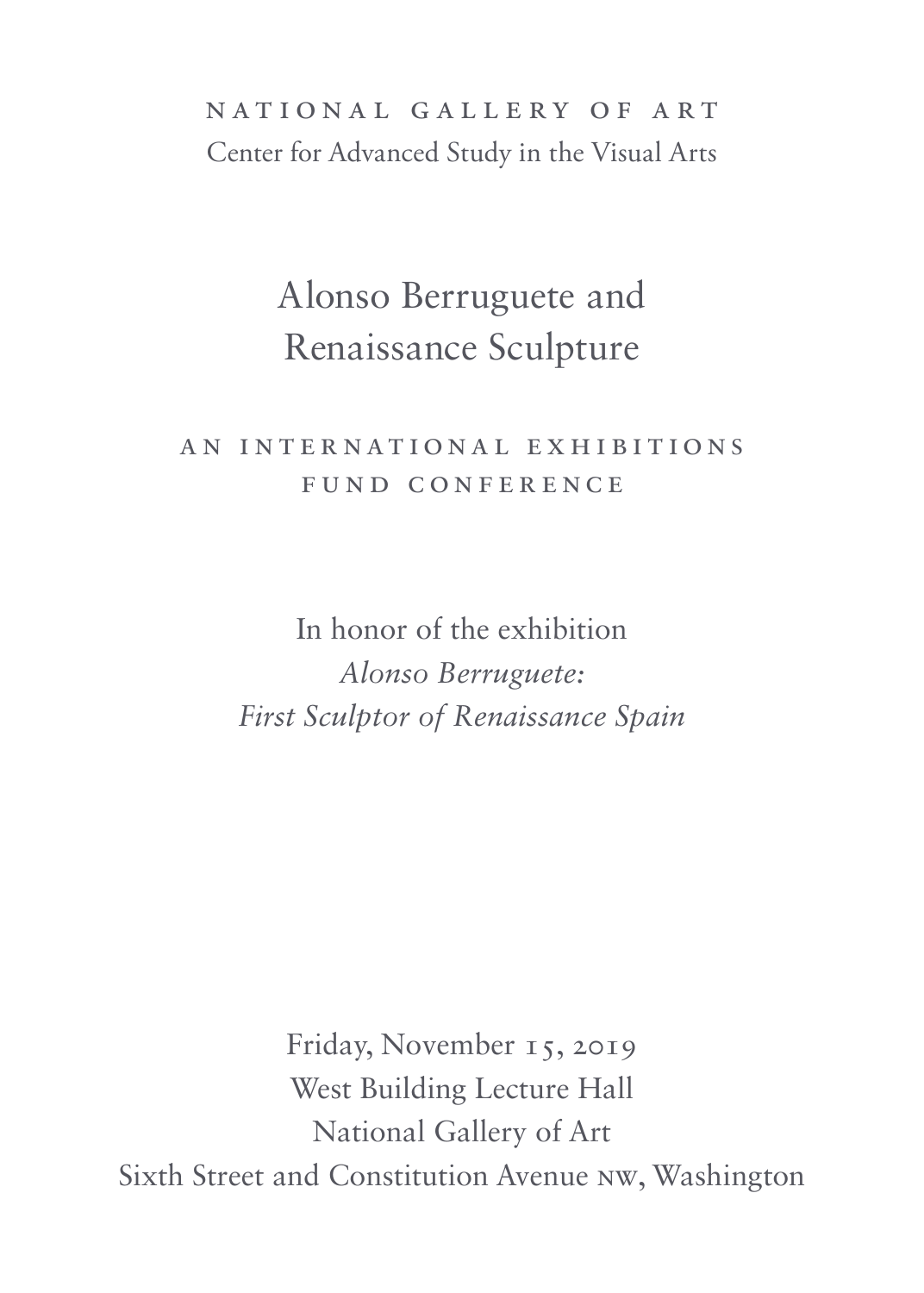NATIONAL GALLERY OF ART

Center for Advanced Study in the Visual Arts

# Alonso Berruguete and Renaissance Sculpture

## AN INTERNATIONAL EXHIBITIONS FUND CONFERENCE

In honor of the exhibition
*Alonso Berruguete:*
*First Sculptor of Renaissance Spain*

Friday, November 15, 2019
West Building Lecture Hall
National Gallery of Art
Sixth Street and Constitution Avenue NW, Washington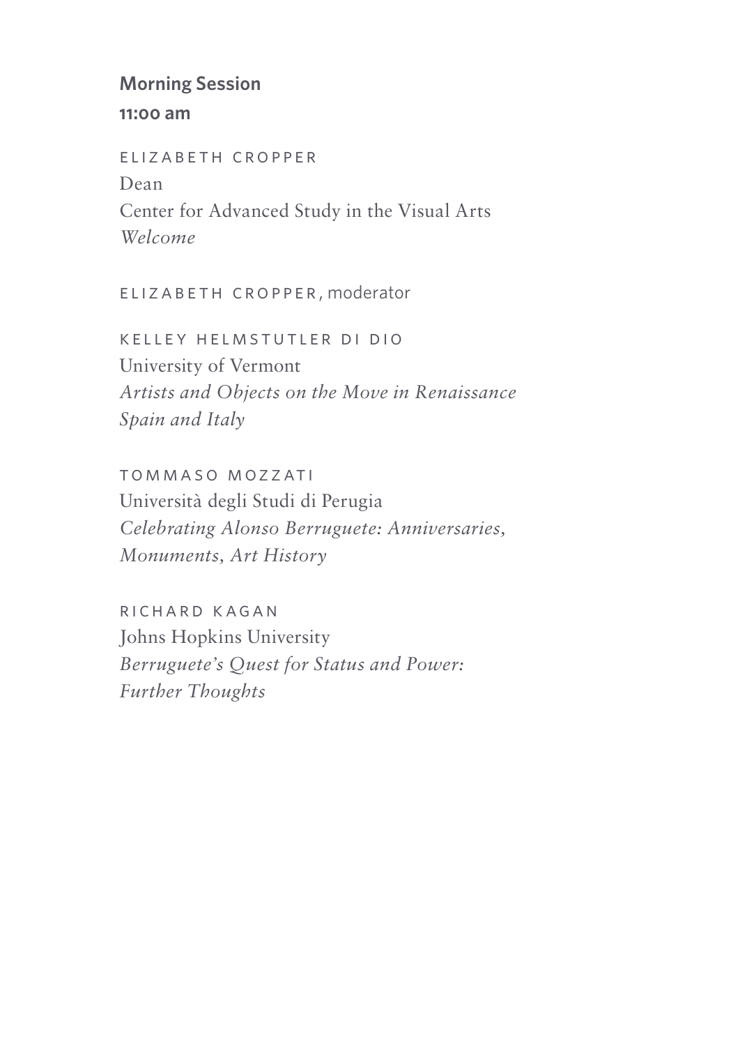## Morning Session

**11:00 am**

ELIZABETH CROPPER
Dean
Center for Advanced Study in the Visual Arts
*Welcome*

ELIZABETH CROPPER, moderator

KELLEY HELMSTUTLER DI DIO
University of Vermont
*Artists and Objects on the Move in Renaissance Spain and Italy*

TOMMASO MOZZATI
Università degli Studi di Perugia
*Celebrating Alonso Berruguete: Anniversaries, Monuments, Art History*

RICHARD KAGAN
Johns Hopkins University
*Berruguete's Quest for Status and Power: Further Thoughts*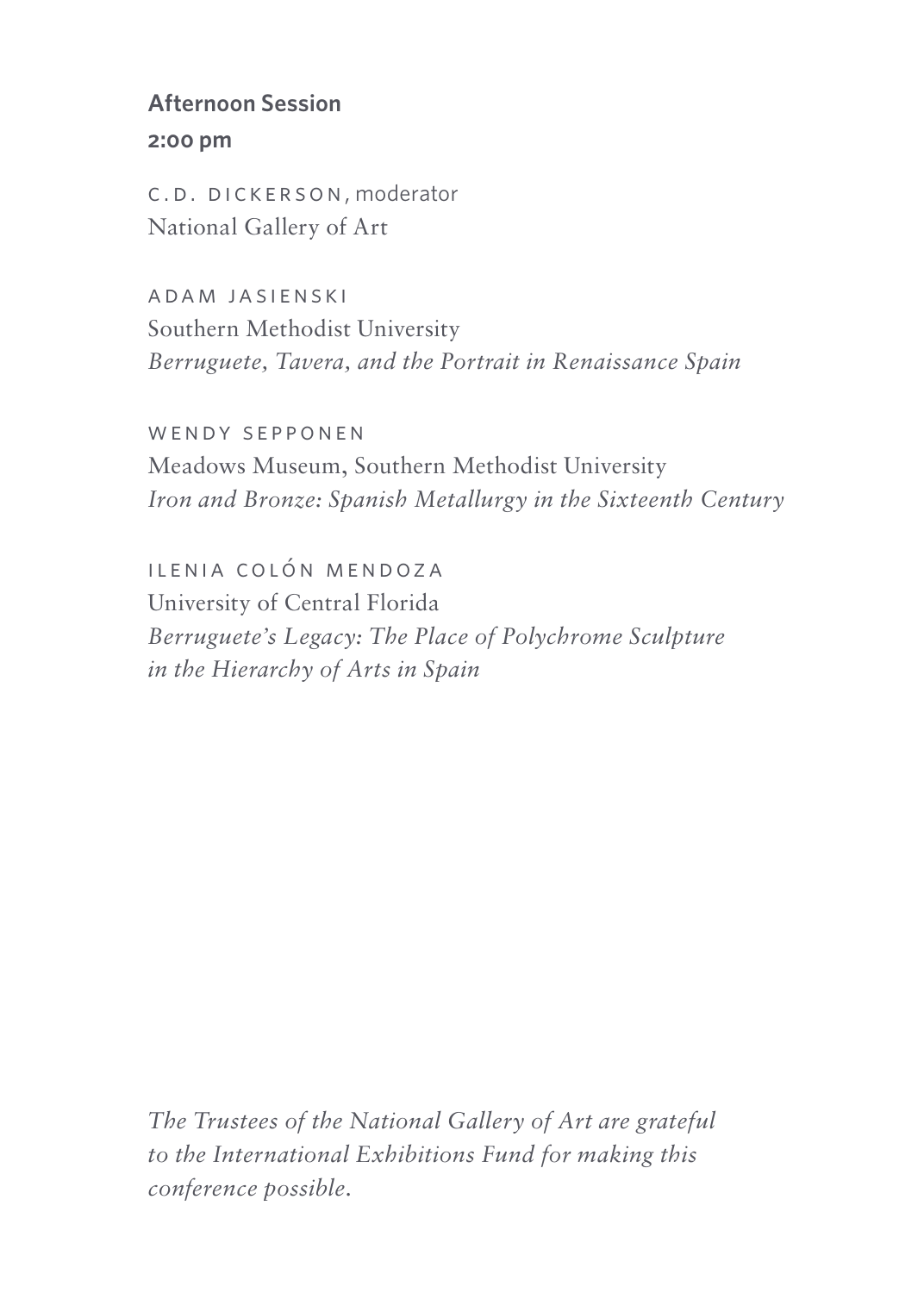## Afternoon Session

**2:00 pm**

C.D. DICKERSON, moderator
National Gallery of Art

ADAM JASIENSKI
Southern Methodist University
*Berruguete, Tavera, and the Portrait in Renaissance Spain*

WENDY SEPPONEN
Meadows Museum, Southern Methodist University
*Iron and Bronze: Spanish Metallurgy in the Sixteenth Century*

ILENIA COLÓN MENDOZA
University of Central Florida
*Berruguete's Legacy: The Place of Polychrome Sculpture in the Hierarchy of Arts in Spain*

*The Trustees of the National Gallery of Art are grateful to the International Exhibitions Fund for making this conference possible.*